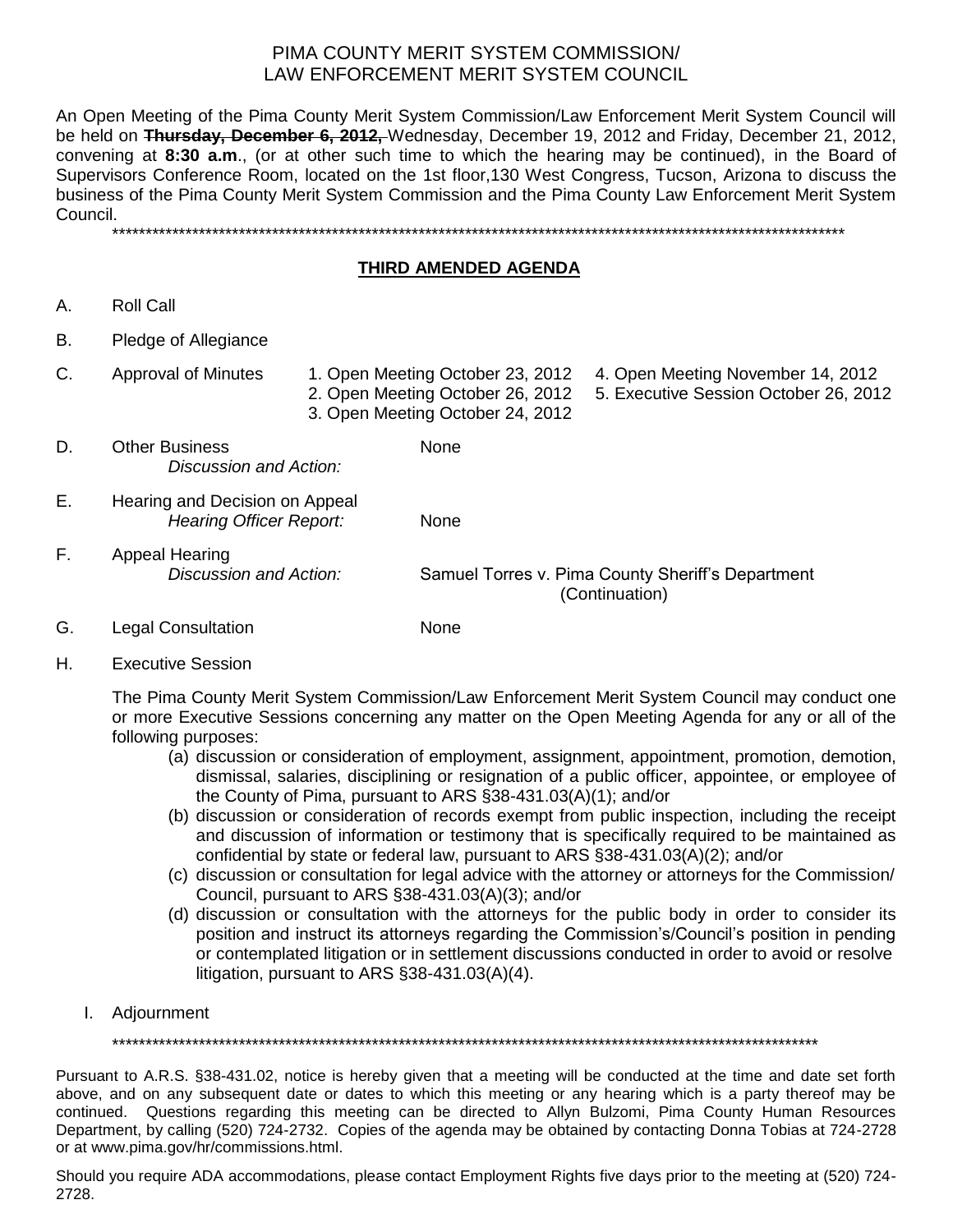# PIMA COUNTY MERIT SYSTEM COMMISSION/ LAW ENFORCEMENT MERIT SYSTEM COUNCIL

An Open Meeting of the Pima County Merit System Commission/Law Enforcement Merit System Council will be held on ~~**Thursday, December 6, 2012,**~~ Wednesday, December 19, 2012 and Friday, December 21, 2012, convening at **8:30 a.m**., (or at other such time to which the hearing may be continued), in the Board of Supervisors Conference Room, located on the 1st floor,130 West Congress, Tucson, Arizona to discuss the business of the Pima County Merit System Commission and the Pima County Law Enforcement Merit System Council.

\*\*\*\*\*\*\*\*\*\*\*\*\*\*\*\*\*\*\*\*\*\*\*\*\*\*\*\*\*\*\*\*\*\*\*\*\*\*\*\*\*\*\*\*\*\*\*\*\*\*\*\*\*\*\*\*\*\*\*\*\*\*\*\*\*\*\*\*\*\*\*\*\*\*\*\*\*\*\*\*\*\*\*\*\*\*\*\*\*\*\*\*\*\*\*\*\*\*\*\*\*\*\*\*

## <u>THIRD AMENDED AGENDA</u>

A. Roll Call

B. Pledge of Allegiance

C. Approval of Minutes
   1. Open Meeting October 23, 2012
   2. Open Meeting October 26, 2012
   3. Open Meeting October 24, 2012
   4. Open Meeting November 14, 2012
   5. Executive Session October 26, 2012

D. Other Business
   *Discussion and Action:* None

E. Hearing and Decision on Appeal
   *Hearing Officer Report:* None

F. Appeal Hearing
   *Discussion and Action:* Samuel Torres v. Pima County Sheriff's Department (Continuation)

G. Legal Consultation None

H. Executive Session

The Pima County Merit System Commission/Law Enforcement Merit System Council may conduct one or more Executive Sessions concerning any matter on the Open Meeting Agenda for any or all of the following purposes:

(a) discussion or consideration of employment, assignment, appointment, promotion, demotion, dismissal, salaries, disciplining or resignation of a public officer, appointee, or employee of the County of Pima, pursuant to ARS §38-431.03(A)(1); and/or

(b) discussion or consideration of records exempt from public inspection, including the receipt and discussion of information or testimony that is specifically required to be maintained as confidential by state or federal law, pursuant to ARS §38-431.03(A)(2); and/or

(c) discussion or consultation for legal advice with the attorney or attorneys for the Commission/ Council, pursuant to ARS §38-431.03(A)(3); and/or

(d) discussion or consultation with the attorneys for the public body in order to consider its position and instruct its attorneys regarding the Commission's/Council's position in pending or contemplated litigation or in settlement discussions conducted in order to avoid or resolve litigation, pursuant to ARS §38-431.03(A)(4).

I. Adjournment

\*\*\*\*\*\*\*\*\*\*\*\*\*\*\*\*\*\*\*\*\*\*\*\*\*\*\*\*\*\*\*\*\*\*\*\*\*\*\*\*\*\*\*\*\*\*\*\*\*\*\*\*\*\*\*\*\*\*\*\*\*\*\*\*\*\*\*\*\*\*\*\*\*\*\*\*\*\*\*\*\*\*\*\*\*\*\*\*\*\*\*\*\*\*\*\*\*\*\*\*

Pursuant to A.R.S. §38-431.02, notice is hereby given that a meeting will be conducted at the time and date set forth above, and on any subsequent date or dates to which this meeting or any hearing which is a party thereof may be continued. Questions regarding this meeting can be directed to Allyn Bulzomi, Pima County Human Resources Department, by calling (520) 724-2732. Copies of the agenda may be obtained by contacting Donna Tobias at 724-2728 or at www.pima.gov/hr/commissions.html.

Should you require ADA accommodations, please contact Employment Rights five days prior to the meeting at (520) 724-2728.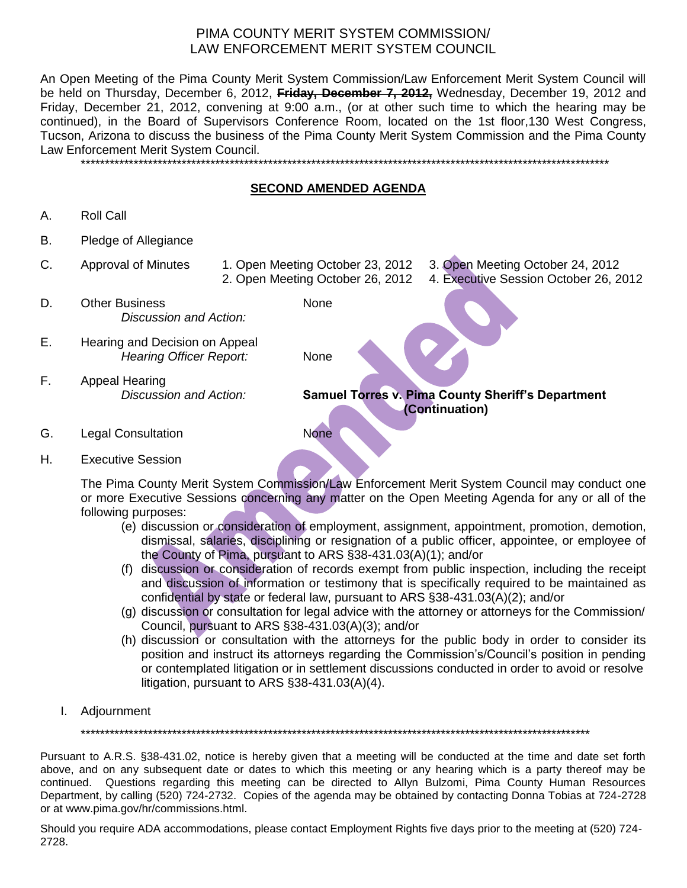# PIMA COUNTY MERIT SYSTEM COMMISSION/ LAW ENFORCEMENT MERIT SYSTEM COUNCIL

An Open Meeting of the Pima County Merit System Commission/Law Enforcement Merit System Council will be held on Thursday, December 6, 2012, ~~**Friday, December 7, 2012,**~~ Wednesday, December 19, 2012 and Friday, December 21, 2012, convening at 9:00 a.m., (or at other such time to which the hearing may be continued), in the Board of Supervisors Conference Room, located on the 1st floor,130 West Congress, Tucson, Arizona to discuss the business of the Pima County Merit System Commission and the Pima County Law Enforcement Merit System Council.

\*\*\*\*\*\*\*\*\*\*\*\*\*\*\*\*\*\*\*\*\*\*\*\*\*\*\*\*\*\*\*\*\*\*\*\*\*\*\*\*\*\*\*\*\*\*\*\*\*\*\*\*\*\*\*\*\*\*\*\*\*\*\*\*\*\*\*\*\*\*\*\*\*\*\*\*\*\*\*\*\*\*\*\*\*\*\*\*\*\*\*\*

## SECOND AMENDED AGENDA

A. Roll Call

B. Pledge of Allegiance

C. Approval of Minutes
   1. Open Meeting October 23, 2012
   2. Open Meeting October 26, 2012
   3. Open Meeting October 24, 2012
   4. Executive Session October 26, 2012

D. Other Business
   *Discussion and Action:* None

E. Hearing and Decision on Appeal
   *Hearing Officer Report:* None

F. Appeal Hearing
   *Discussion and Action:* **Samuel Torres v. Pima County Sheriff's Department (Continuation)**

G. Legal Consultation None

H. Executive Session

The Pima County Merit System Commission/Law Enforcement Merit System Council may conduct one or more Executive Sessions concerning any matter on the Open Meeting Agenda for any or all of the following purposes:

(e) discussion or consideration of employment, assignment, appointment, promotion, demotion, dismissal, salaries, disciplining or resignation of a public officer, appointee, or employee of the County of Pima, pursuant to ARS §38-431.03(A)(1); and/or

(f) discussion or consideration of records exempt from public inspection, including the receipt and discussion of information or testimony that is specifically required to be maintained as confidential by state or federal law, pursuant to ARS §38-431.03(A)(2); and/or

(g) discussion or consultation for legal advice with the attorney or attorneys for the Commission/ Council, pursuant to ARS §38-431.03(A)(3); and/or

(h) discussion or consultation with the attorneys for the public body in order to consider its position and instruct its attorneys regarding the Commission's/Council's position in pending or contemplated litigation or in settlement discussions conducted in order to avoid or resolve litigation, pursuant to ARS §38-431.03(A)(4).

I. Adjournment

\*\*\*\*\*\*\*\*\*\*\*\*\*\*\*\*\*\*\*\*\*\*\*\*\*\*\*\*\*\*\*\*\*\*\*\*\*\*\*\*\*\*\*\*\*\*\*\*\*\*\*\*\*\*\*\*\*\*\*\*\*\*\*\*\*\*\*\*\*\*\*\*\*\*\*\*\*\*\*\*\*\*\*\*\*\*\*\*\*\*\*\*

Pursuant to A.R.S. §38-431.02, notice is hereby given that a meeting will be conducted at the time and date set forth above, and on any subsequent date or dates to which this meeting or any hearing which is a party thereof may be continued. Questions regarding this meeting can be directed to Allyn Bulzomi, Pima County Human Resources Department, by calling (520) 724-2732. Copies of the agenda may be obtained by contacting Donna Tobias at 724-2728 or at www.pima.gov/hr/commissions.html.

Should you require ADA accommodations, please contact Employment Rights five days prior to the meeting at (520) 724-2728.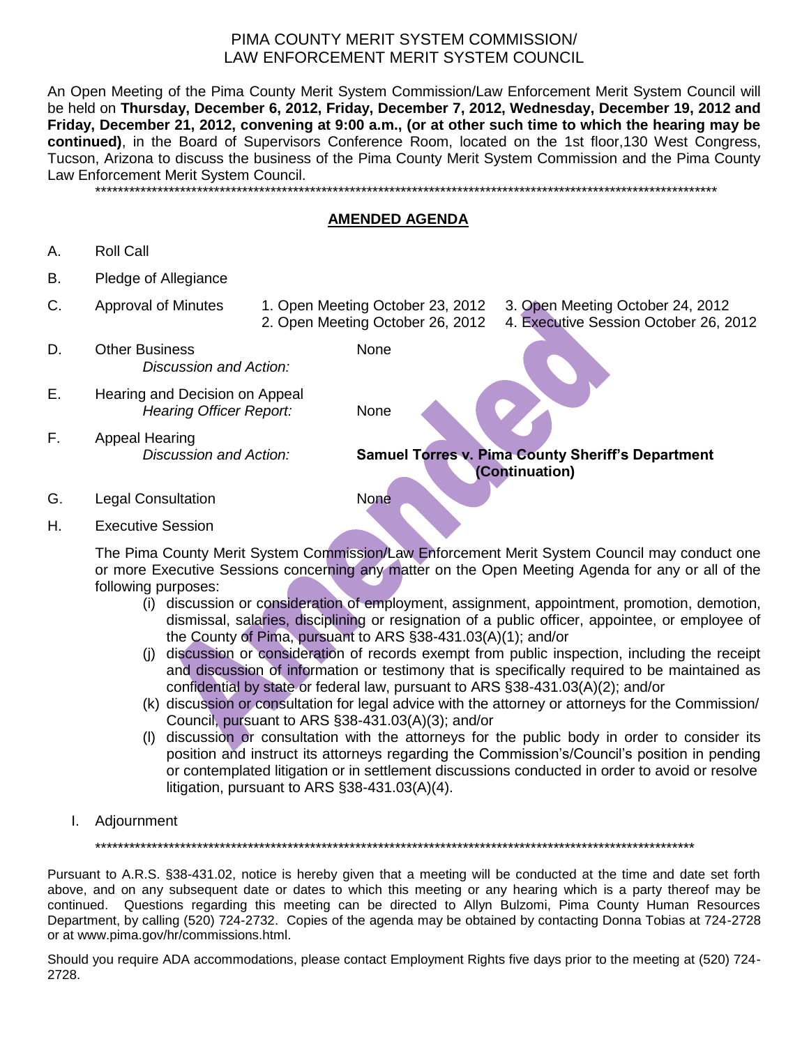# PIMA COUNTY MERIT SYSTEM COMMISSION/ LAW ENFORCEMENT MERIT SYSTEM COUNCIL

An Open Meeting of the Pima County Merit System Commission/Law Enforcement Merit System Council will be held on **Thursday, December 6, 2012, Friday, December 7, 2012, Wednesday, December 19, 2012 and Friday, December 21, 2012, convening at 9:00 a.m., (or at other such time to which the hearing may be continued)**, in the Board of Supervisors Conference Room, located on the 1st floor,130 West Congress, Tucson, Arizona to discuss the business of the Pima County Merit System Commission and the Pima County Law Enforcement Merit System Council.

\*\*\*\*\*\*\*\*\*\*\*\*\*\*\*\*\*\*\*\*\*\*\*\*\*\*\*\*\*\*\*\*\*\*\*\*\*\*\*\*\*\*\*\*\*\*\*\*\*\*\*\*\*\*\*\*\*\*\*\*\*\*\*\*\*\*\*\*\*\*\*\*\*\*\*\*\*\*\*\*

## AMENDED AGENDA

A. Roll Call

B. Pledge of Allegiance

C. Approval of Minutes
   1. Open Meeting October 23, 2012
   2. Open Meeting October 26, 2012
   3. Open Meeting October 24, 2012
   4. Executive Session October 26, 2012

D. Other Business
   *Discussion and Action:* None

E. Hearing and Decision on Appeal
   *Hearing Officer Report:* None

F. Appeal Hearing
   *Discussion and Action:* **Samuel Torres v. Pima County Sheriff's Department (Continuation)**

G. Legal Consultation None

H. Executive Session

   The Pima County Merit System Commission/Law Enforcement Merit System Council may conduct one or more Executive Sessions concerning any matter on the Open Meeting Agenda for any or all of the following purposes:

   (i) discussion or consideration of employment, assignment, appointment, promotion, demotion, dismissal, salaries, disciplining or resignation of a public officer, appointee, or employee of the County of Pima, pursuant to ARS §38-431.03(A)(1); and/or

   (j) discussion or consideration of records exempt from public inspection, including the receipt and discussion of information or testimony that is specifically required to be maintained as confidential by state or federal law, pursuant to ARS §38-431.03(A)(2); and/or

   (k) discussion or consultation for legal advice with the attorney or attorneys for the Commission/ Council, pursuant to ARS §38-431.03(A)(3); and/or

   (l) discussion or consultation with the attorneys for the public body in order to consider its position and instruct its attorneys regarding the Commission's/Council's position in pending or contemplated litigation or in settlement discussions conducted in order to avoid or resolve litigation, pursuant to ARS §38-431.03(A)(4).

I. Adjournment

\*\*\*\*\*\*\*\*\*\*\*\*\*\*\*\*\*\*\*\*\*\*\*\*\*\*\*\*\*\*\*\*\*\*\*\*\*\*\*\*\*\*\*\*\*\*\*\*\*\*\*\*\*\*\*\*\*\*\*\*\*\*\*\*\*\*\*\*\*\*\*\*\*\*\*\*\*\*\*\*

Pursuant to A.R.S. §38-431.02, notice is hereby given that a meeting will be conducted at the time and date set forth above, and on any subsequent date or dates to which this meeting or any hearing which is a party thereof may be continued. Questions regarding this meeting can be directed to Allyn Bulzomi, Pima County Human Resources Department, by calling (520) 724-2732. Copies of the agenda may be obtained by contacting Donna Tobias at 724-2728 or at www.pima.gov/hr/commissions.html.

Should you require ADA accommodations, please contact Employment Rights five days prior to the meeting at (520) 724-2728.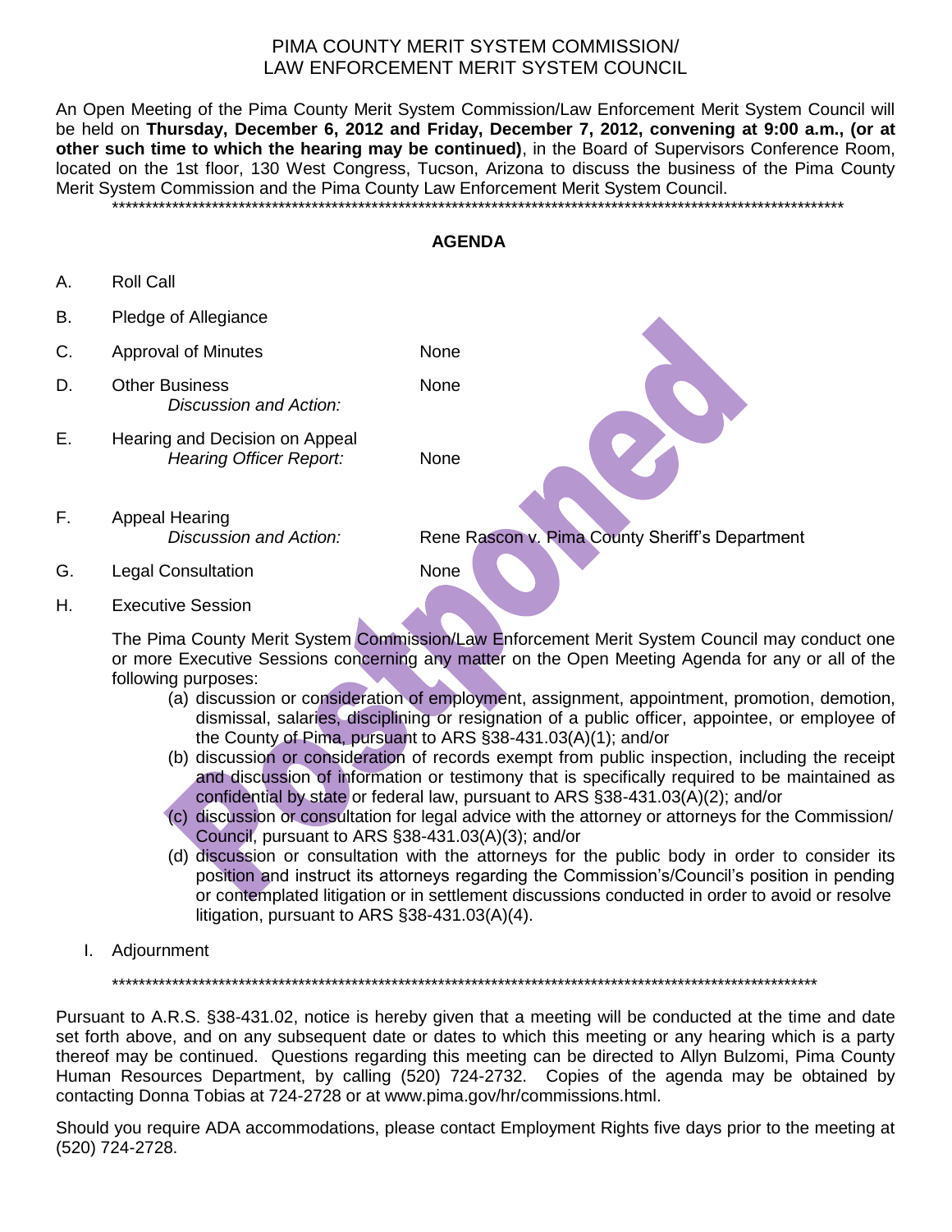# PIMA COUNTY MERIT SYSTEM COMMISSION/ LAW ENFORCEMENT MERIT SYSTEM COUNCIL

An Open Meeting of the Pima County Merit System Commission/Law Enforcement Merit System Council will be held on **Thursday, December 6, 2012 and Friday, December 7, 2012, convening at 9:00 a.m., (or at other such time to which the hearing may be continued)**, in the Board of Supervisors Conference Room, located on the 1st floor, 130 West Congress, Tucson, Arizona to discuss the business of the Pima County Merit System Commission and the Pima County Law Enforcement Merit System Council.

\*\*\*\*\*\*\*\*\*\*\*\*\*\*\*\*\*\*\*\*\*\*\*\*\*\*\*\*\*\*\*\*\*\*\*\*\*\*\*\*\*\*\*\*\*\*\*\*\*\*\*\*\*\*\*\*\*\*\*\*\*\*\*\*\*\*\*\*\*\*\*\*\*\*\*\*\*\*\*\*\*\*\*\*\*\*\*\*\*\*\*\*\*\*\*\*\*\*\*\*\*\*\*\*\*\*

**AGENDA**

**Postponed**

A. Roll Call

B. Pledge of Allegiance

C. Approval of Minutes — None

D. Other Business — None
   *Discussion and Action:*

E. Hearing and Decision on Appeal
   *Hearing Officer Report:* — None

F. Appeal Hearing
   *Discussion and Action:* — Rene Rascon v. Pima County Sheriff's Department

G. Legal Consultation — None

H. Executive Session

   The Pima County Merit System Commission/Law Enforcement Merit System Council may conduct one or more Executive Sessions concerning any matter on the Open Meeting Agenda for any or all of the following purposes:

   (a) discussion or consideration of employment, assignment, appointment, promotion, demotion, dismissal, salaries, disciplining or resignation of a public officer, appointee, or employee of the County of Pima, pursuant to ARS §38-431.03(A)(1); and/or

   (b) discussion or consideration of records exempt from public inspection, including the receipt and discussion of information or testimony that is specifically required to be maintained as confidential by state or federal law, pursuant to ARS §38-431.03(A)(2); and/or

   (c) discussion or consultation for legal advice with the attorney or attorneys for the Commission/ Council, pursuant to ARS §38-431.03(A)(3); and/or

   (d) discussion or consultation with the attorneys for the public body in order to consider its position and instruct its attorneys regarding the Commission's/Council's position in pending or contemplated litigation or in settlement discussions conducted in order to avoid or resolve litigation, pursuant to ARS §38-431.03(A)(4).

I. Adjournment

\*\*\*\*\*\*\*\*\*\*\*\*\*\*\*\*\*\*\*\*\*\*\*\*\*\*\*\*\*\*\*\*\*\*\*\*\*\*\*\*\*\*\*\*\*\*\*\*\*\*\*\*\*\*\*\*\*\*\*\*\*\*\*\*\*\*\*\*\*\*\*\*\*\*\*\*\*\*\*\*\*\*\*\*\*\*\*\*\*\*\*\*\*\*\*\*\*\*\*\*\*\*\*

Pursuant to A.R.S. §38-431.02, notice is hereby given that a meeting will be conducted at the time and date set forth above, and on any subsequent date or dates to which this meeting or any hearing which is a party thereof may be continued. Questions regarding this meeting can be directed to Allyn Bulzomi, Pima County Human Resources Department, by calling (520) 724-2732. Copies of the agenda may be obtained by contacting Donna Tobias at 724-2728 or at www.pima.gov/hr/commissions.html.

Should you require ADA accommodations, please contact Employment Rights five days prior to the meeting at (520) 724-2728.